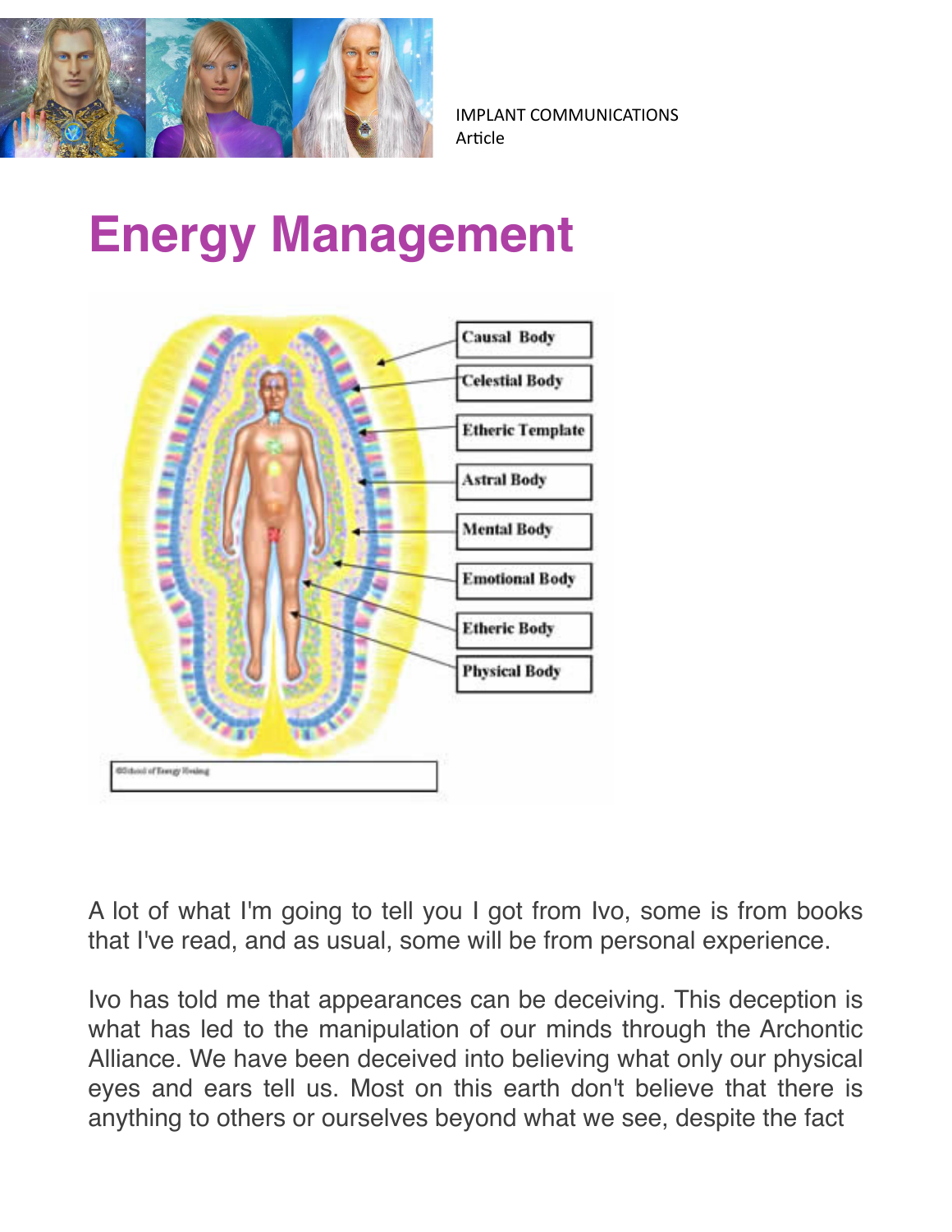IMPLANT COMMUNICATIONS
Article

# Energy Management

A lot of what I'm going to tell you I got from Ivo, some is from books that I've read, and as usual, some will be from personal experience.

Ivo has told me that appearances can be deceiving. This deception is what has led to the manipulation of our minds through the Archontic Alliance. We have been deceived into believing what only our physical eyes and ears tell us. Most on this earth don't believe that there is anything to others or ourselves beyond what we see, despite the fact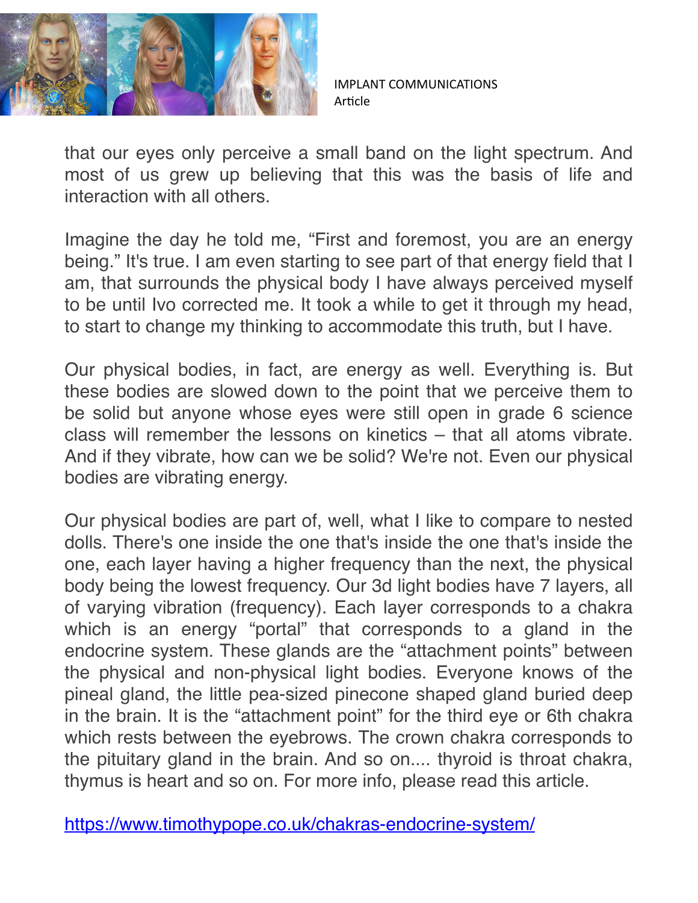that our eyes only perceive a small band on the light spectrum. And most of us grew up believing that this was the basis of life and interaction with all others.

Imagine the day he told me, “First and foremost, you are an energy being.” It's true. I am even starting to see part of that energy field that I am, that surrounds the physical body I have always perceived myself to be until Ivo corrected me. It took a while to get it through my head, to start to change my thinking to accommodate this truth, but I have.

Our physical bodies, in fact, are energy as well. Everything is. But these bodies are slowed down to the point that we perceive them to be solid but anyone whose eyes were still open in grade 6 science class will remember the lessons on kinetics – that all atoms vibrate. And if they vibrate, how can we be solid? We're not. Even our physical bodies are vibrating energy.

Our physical bodies are part of, well, what I like to compare to nested dolls. There's one inside the one that's inside the one that's inside the one, each layer having a higher frequency than the next, the physical body being the lowest frequency. Our 3d light bodies have 7 layers, all of varying vibration (frequency). Each layer corresponds to a chakra which is an energy “portal” that corresponds to a gland in the endocrine system. These glands are the “attachment points” between the physical and non-physical light bodies. Everyone knows of the pineal gland, the little pea-sized pinecone shaped gland buried deep in the brain. It is the “attachment point” for the third eye or 6th chakra which rests between the eyebrows. The crown chakra corresponds to the pituitary gland in the brain. And so on.... thyroid is throat chakra, thymus is heart and so on. For more info, please read this article.

https://www.timothypope.co.uk/chakras-endocrine-system/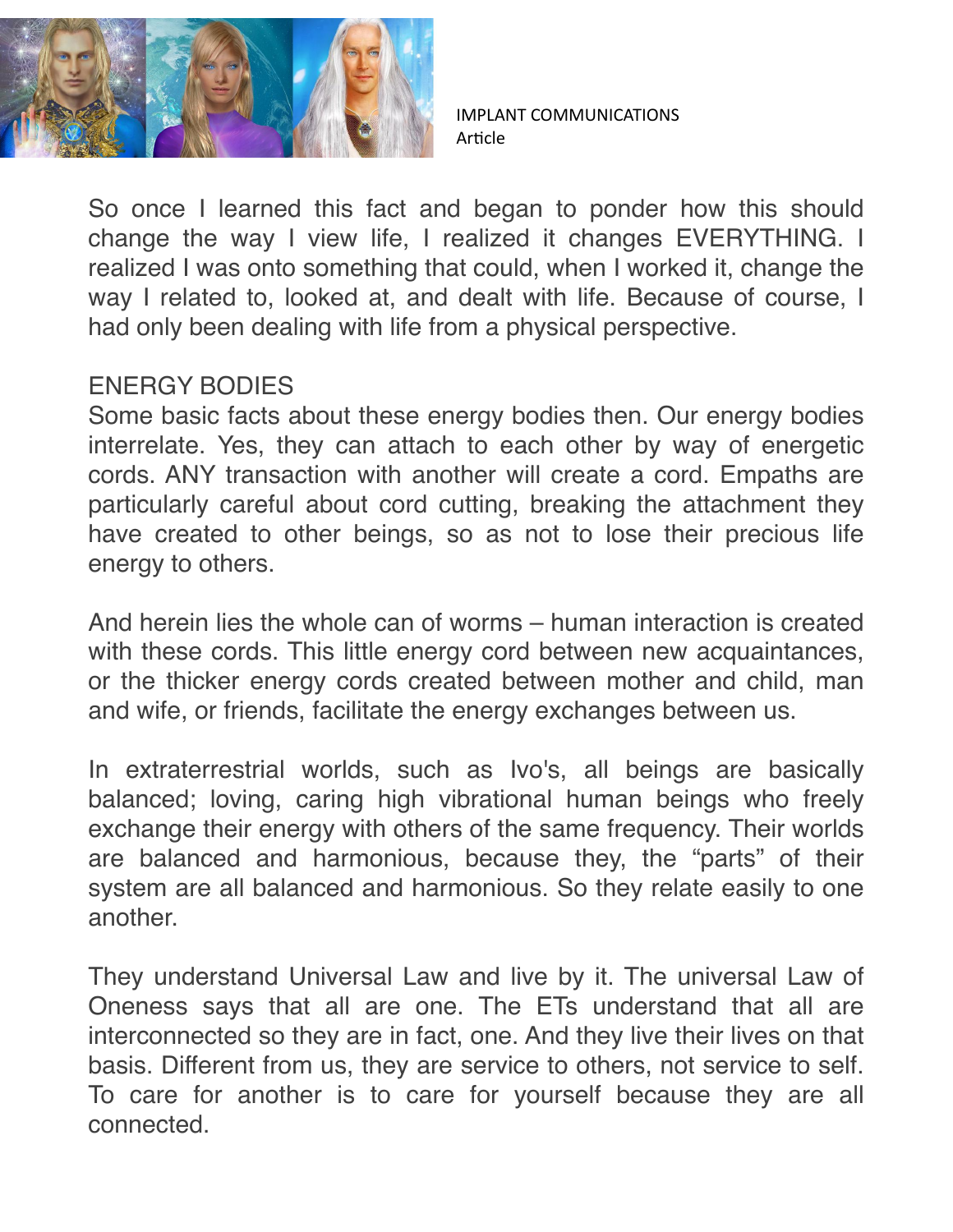So once I learned this fact and began to ponder how this should change the way I view life, I realized it changes EVERYTHING. I realized I was onto something that could, when I worked it, change the way I related to, looked at, and dealt with life. Because of course, I had only been dealing with life from a physical perspective.

## ENERGY BODIES

Some basic facts about these energy bodies then. Our energy bodies interrelate. Yes, they can attach to each other by way of energetic cords. ANY transaction with another will create a cord. Empaths are particularly careful about cord cutting, breaking the attachment they have created to other beings, so as not to lose their precious life energy to others.

And herein lies the whole can of worms – human interaction is created with these cords. This little energy cord between new acquaintances, or the thicker energy cords created between mother and child, man and wife, or friends, facilitate the energy exchanges between us.

In extraterrestrial worlds, such as Ivo's, all beings are basically balanced; loving, caring high vibrational human beings who freely exchange their energy with others of the same frequency. Their worlds are balanced and harmonious, because they, the "parts" of their system are all balanced and harmonious. So they relate easily to one another.

They understand Universal Law and live by it. The universal Law of Oneness says that all are one. The ETs understand that all are interconnected so they are in fact, one. And they live their lives on that basis. Different from us, they are service to others, not service to self. To care for another is to care for yourself because they are all connected.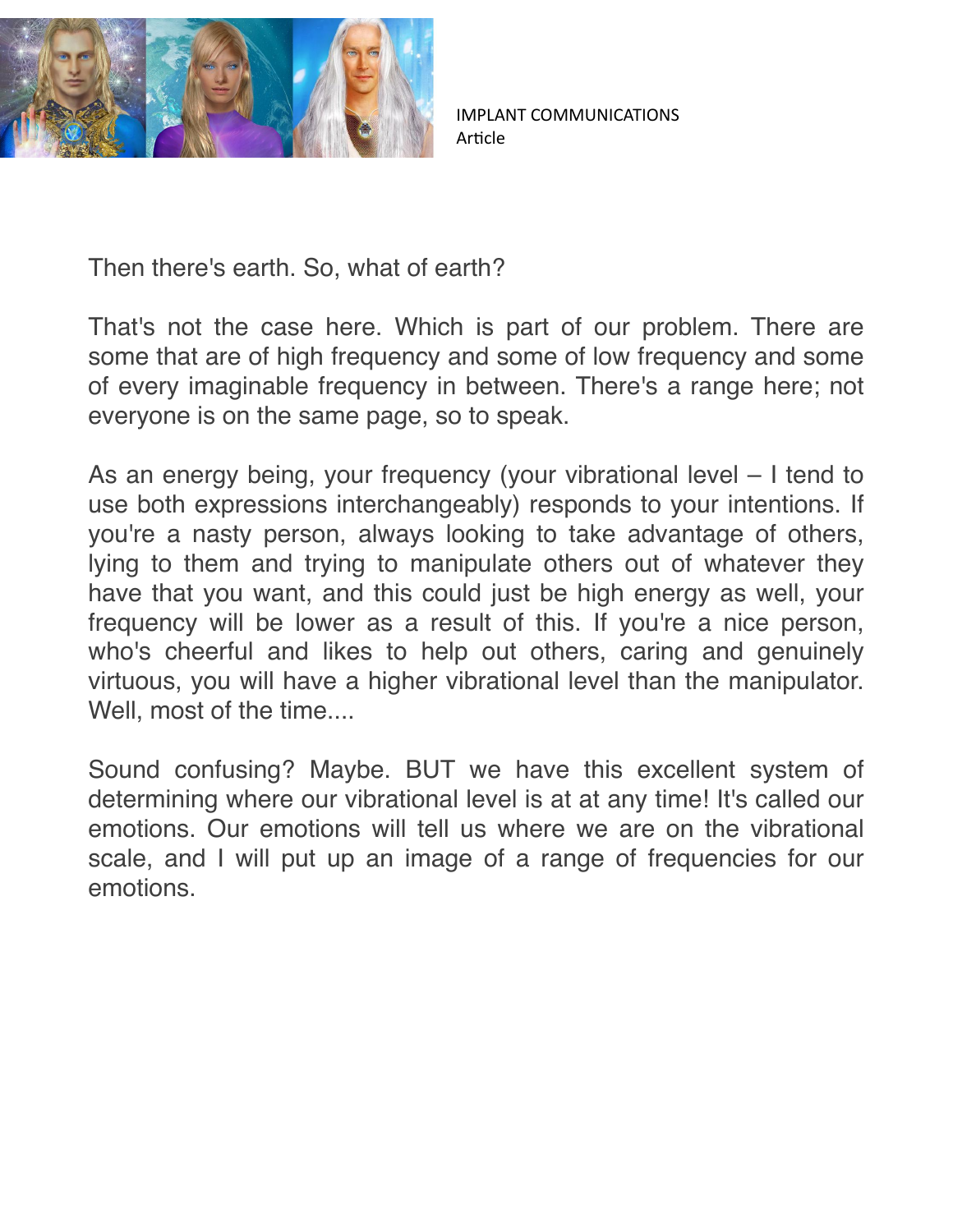Then there's earth. So, what of earth?

That's not the case here. Which is part of our problem. There are some that are of high frequency and some of low frequency and some of every imaginable frequency in between. There's a range here; not everyone is on the same page, so to speak.

As an energy being, your frequency (your vibrational level – I tend to use both expressions interchangeably) responds to your intentions. If you're a nasty person, always looking to take advantage of others, lying to them and trying to manipulate others out of whatever they have that you want, and this could just be high energy as well, your frequency will be lower as a result of this. If you're a nice person, who's cheerful and likes to help out others, caring and genuinely virtuous, you will have a higher vibrational level than the manipulator. Well, most of the time....

Sound confusing? Maybe. BUT we have this excellent system of determining where our vibrational level is at at any time! It's called our emotions. Our emotions will tell us where we are on the vibrational scale, and I will put up an image of a range of frequencies for our emotions.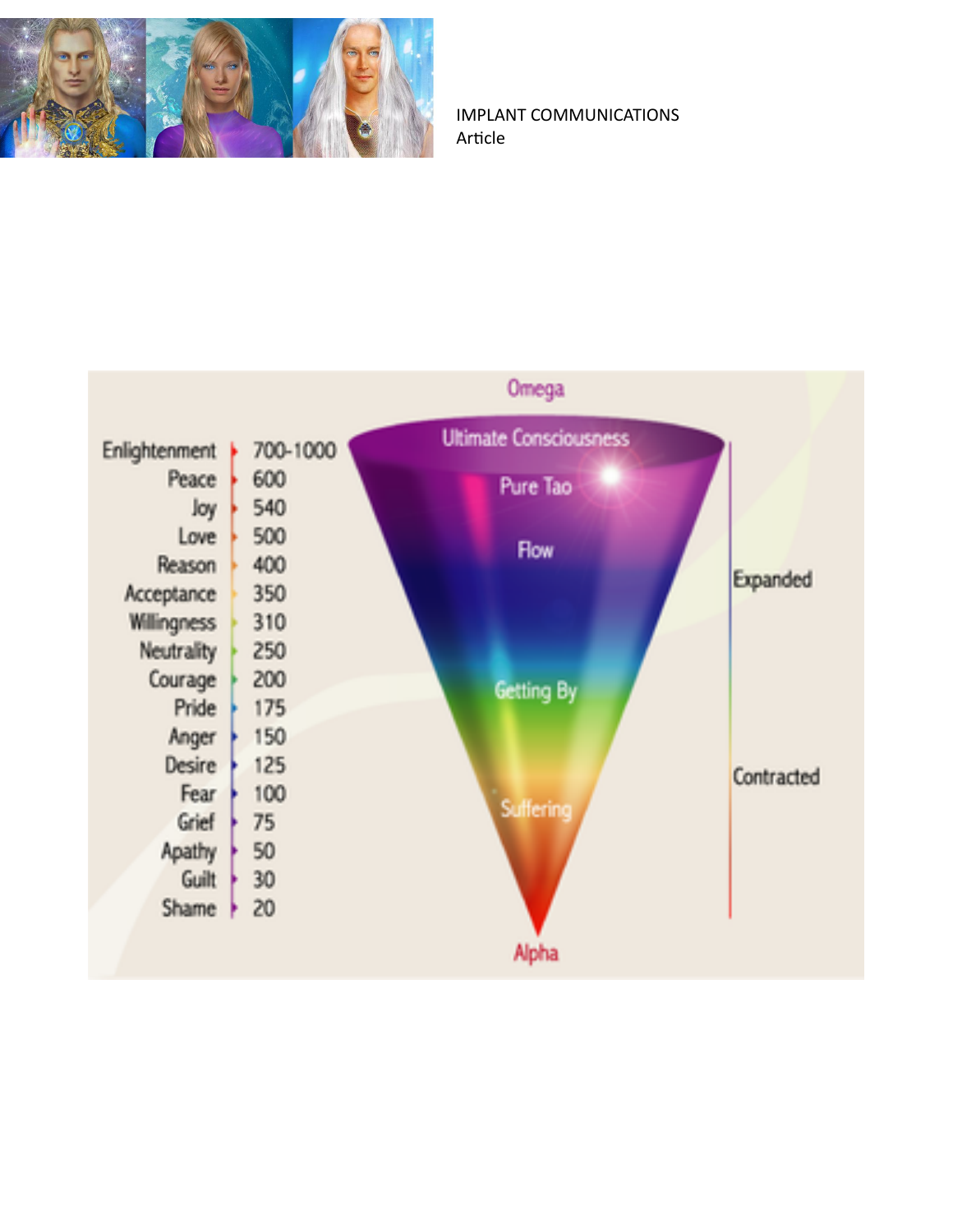Omega

| Level | Value |
|---|---|
| Enlightenment | 700-1000 |
| Peace | 600 |
| Joy | 540 |
| Love | 500 |
| Reason | 400 |
| Acceptance | 350 |
| Willingness | 310 |
| Neutrality | 250 |
| Courage | 200 |
| Pride | 175 |
| Anger | 150 |
| Desire | 125 |
| Fear | 100 |
| Grief | 75 |
| Apathy | 50 |
| Guilt | 30 |
| Shame | 20 |

Ultimate Consciousness

Pure Tao

Flow

Getting By

Suffering

Expanded

Contracted

Alpha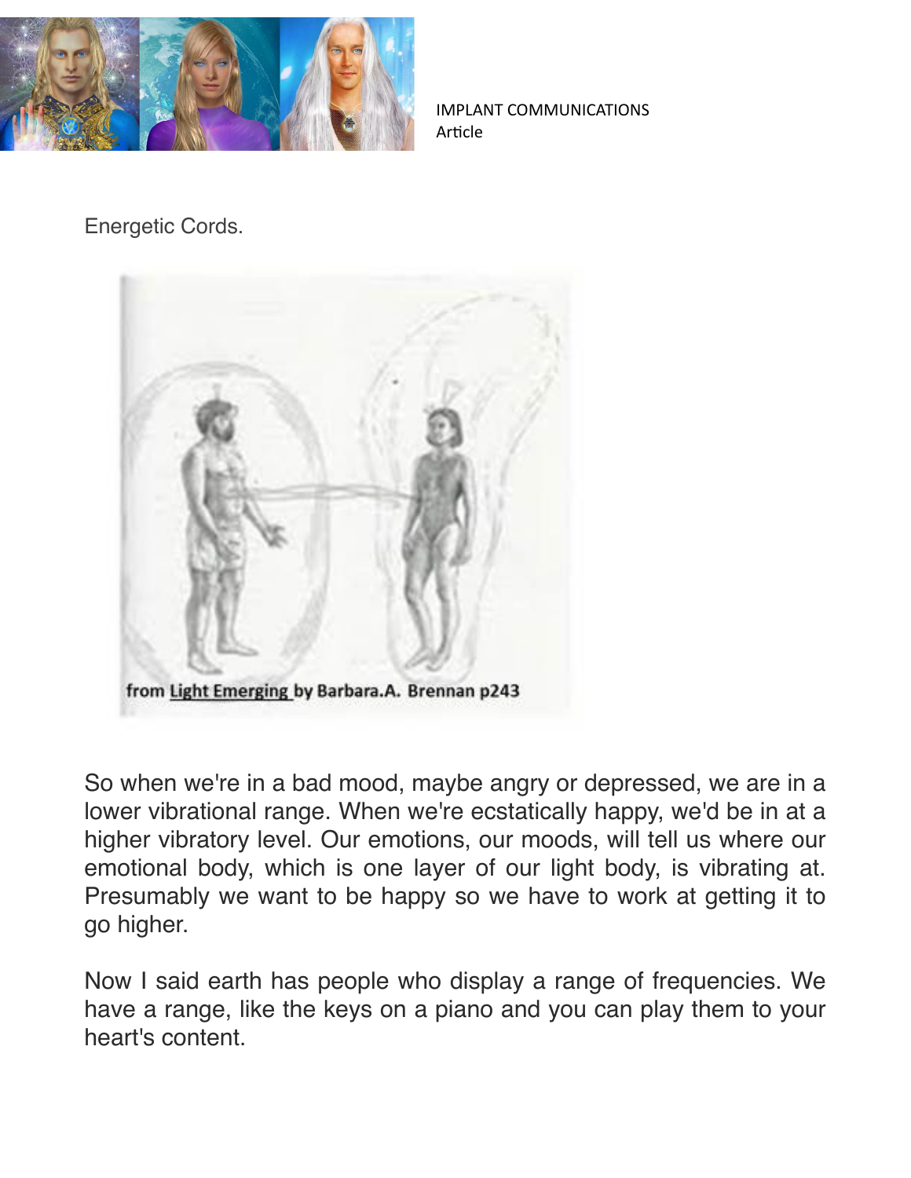Energetic Cords.

from Light Emerging by Barbara.A. Brennan p243

So when we're in a bad mood, maybe angry or depressed, we are in a lower vibrational range. When we're ecstatically happy, we'd be in at a higher vibratory level. Our emotions, our moods, will tell us where our emotional body, which is one layer of our light body, is vibrating at. Presumably we want to be happy so we have to work at getting it to go higher.

Now I said earth has people who display a range of frequencies. We have a range, like the keys on a piano and you can play them to your heart's content.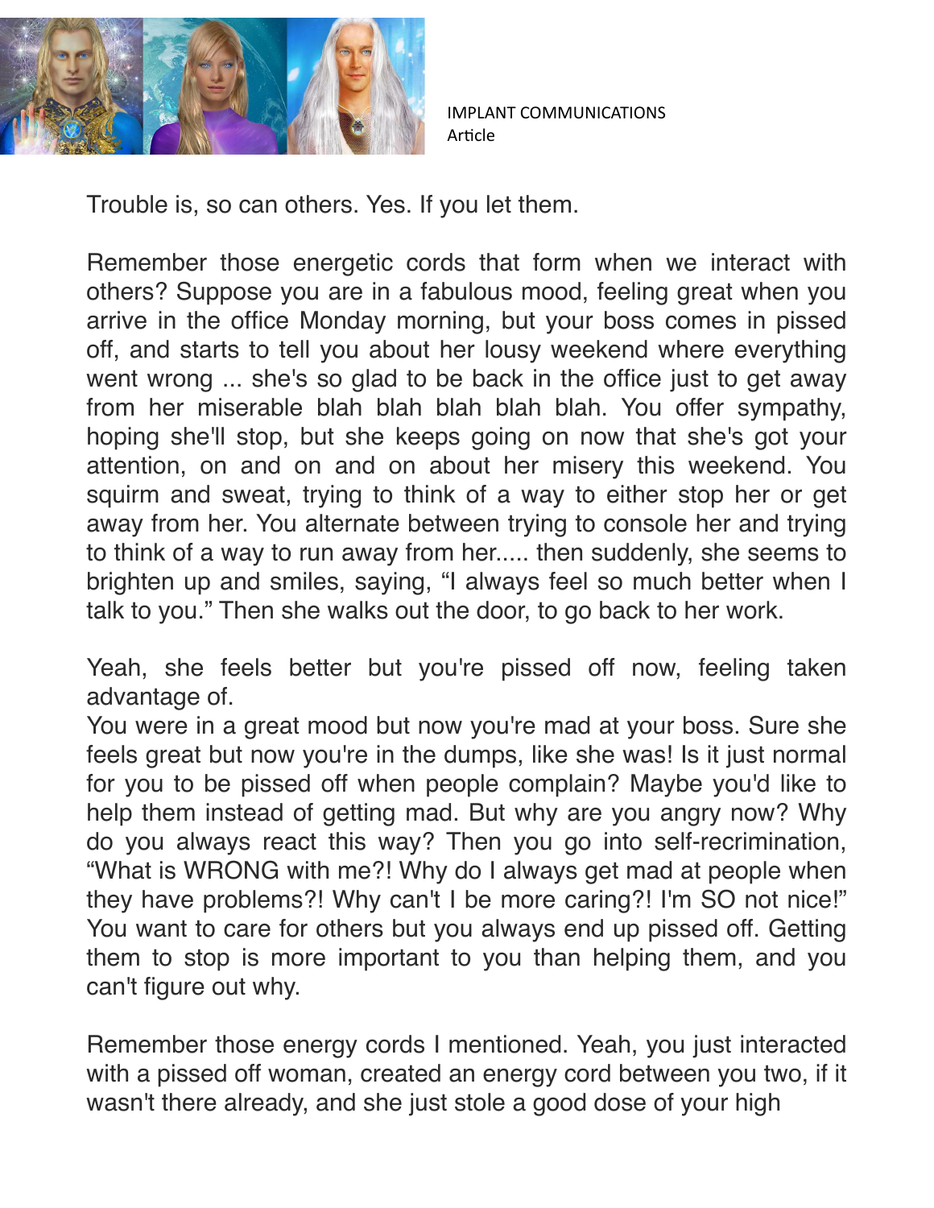Trouble is, so can others. Yes. If you let them.

Remember those energetic cords that form when we interact with others? Suppose you are in a fabulous mood, feeling great when you arrive in the office Monday morning, but your boss comes in pissed off, and starts to tell you about her lousy weekend where everything went wrong ... she's so glad to be back in the office just to get away from her miserable blah blah blah blah blah. You offer sympathy, hoping she'll stop, but she keeps going on now that she's got your attention, on and on and on about her misery this weekend. You squirm and sweat, trying to think of a way to either stop her or get away from her. You alternate between trying to console her and trying to think of a way to run away from her..... then suddenly, she seems to brighten up and smiles, saying, "I always feel so much better when I talk to you." Then she walks out the door, to go back to her work.

Yeah, she feels better but you're pissed off now, feeling taken advantage of.
You were in a great mood but now you're mad at your boss. Sure she feels great but now you're in the dumps, like she was! Is it just normal for you to be pissed off when people complain? Maybe you'd like to help them instead of getting mad. But why are you angry now? Why do you always react this way? Then you go into self-recrimination, "What is WRONG with me?! Why do I always get mad at people when they have problems?! Why can't I be more caring?! I'm SO not nice!" You want to care for others but you always end up pissed off. Getting them to stop is more important to you than helping them, and you can't figure out why.

Remember those energy cords I mentioned. Yeah, you just interacted with a pissed off woman, created an energy cord between you two, if it wasn't there already, and she just stole a good dose of your high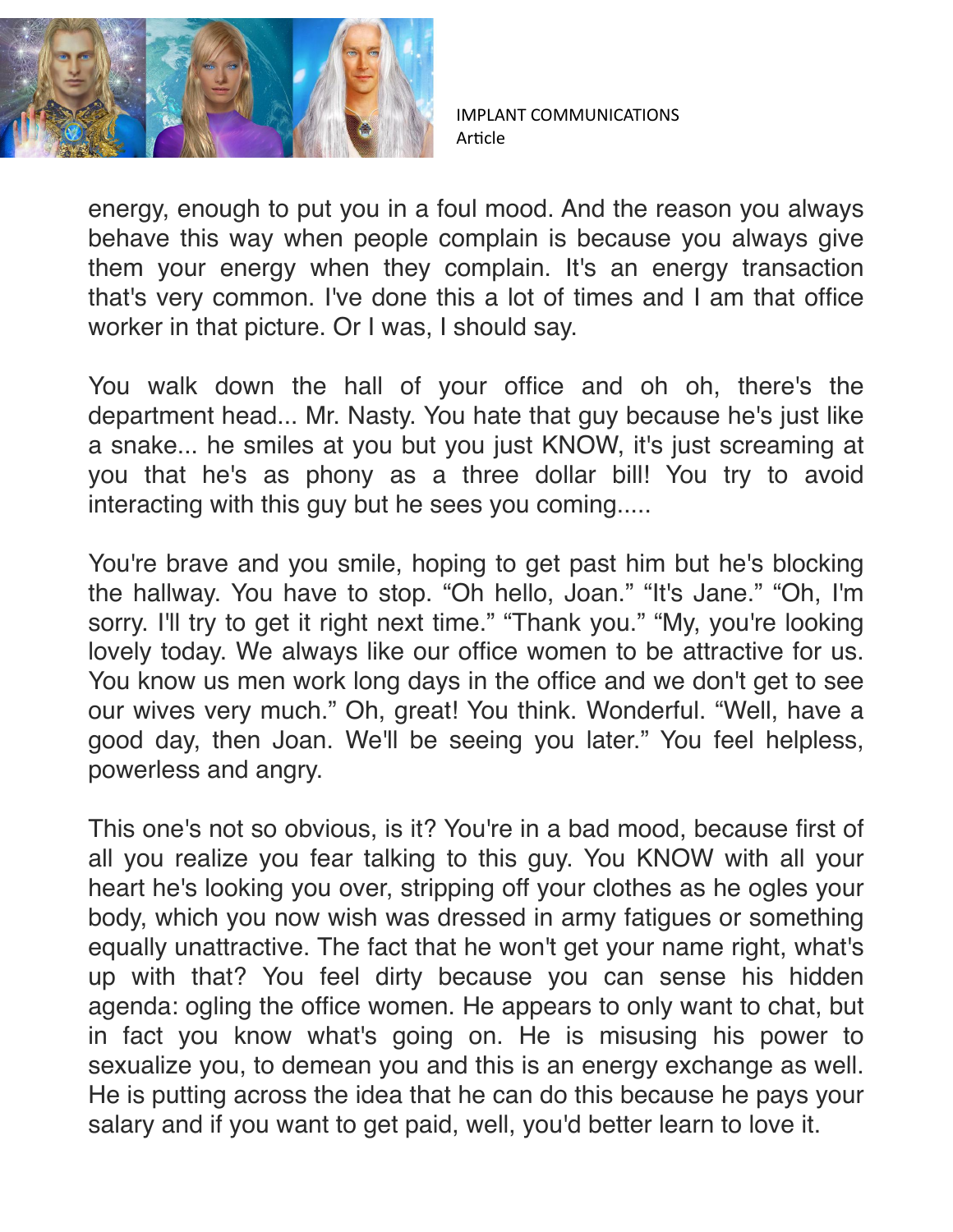energy, enough to put you in a foul mood. And the reason you always behave this way when people complain is because you always give them your energy when they complain. It's an energy transaction that's very common. I've done this a lot of times and I am that office worker in that picture. Or I was, I should say.

You walk down the hall of your office and oh oh, there's the department head... Mr. Nasty. You hate that guy because he's just like a snake... he smiles at you but you just KNOW, it's just screaming at you that he's as phony as a three dollar bill! You try to avoid interacting with this guy but he sees you coming.....

You're brave and you smile, hoping to get past him but he's blocking the hallway. You have to stop. “Oh hello, Joan.” “It's Jane.” “Oh, I'm sorry. I'll try to get it right next time.” “Thank you.” “My, you're looking lovely today. We always like our office women to be attractive for us. You know us men work long days in the office and we don't get to see our wives very much.” Oh, great! You think. Wonderful. “Well, have a good day, then Joan. We'll be seeing you later.” You feel helpless, powerless and angry.

This one's not so obvious, is it? You're in a bad mood, because first of all you realize you fear talking to this guy. You KNOW with all your heart he's looking you over, stripping off your clothes as he ogles your body, which you now wish was dressed in army fatigues or something equally unattractive. The fact that he won't get your name right, what's up with that? You feel dirty because you can sense his hidden agenda: ogling the office women. He appears to only want to chat, but in fact you know what's going on. He is misusing his power to sexualize you, to demean you and this is an energy exchange as well. He is putting across the idea that he can do this because he pays your salary and if you want to get paid, well, you'd better learn to love it.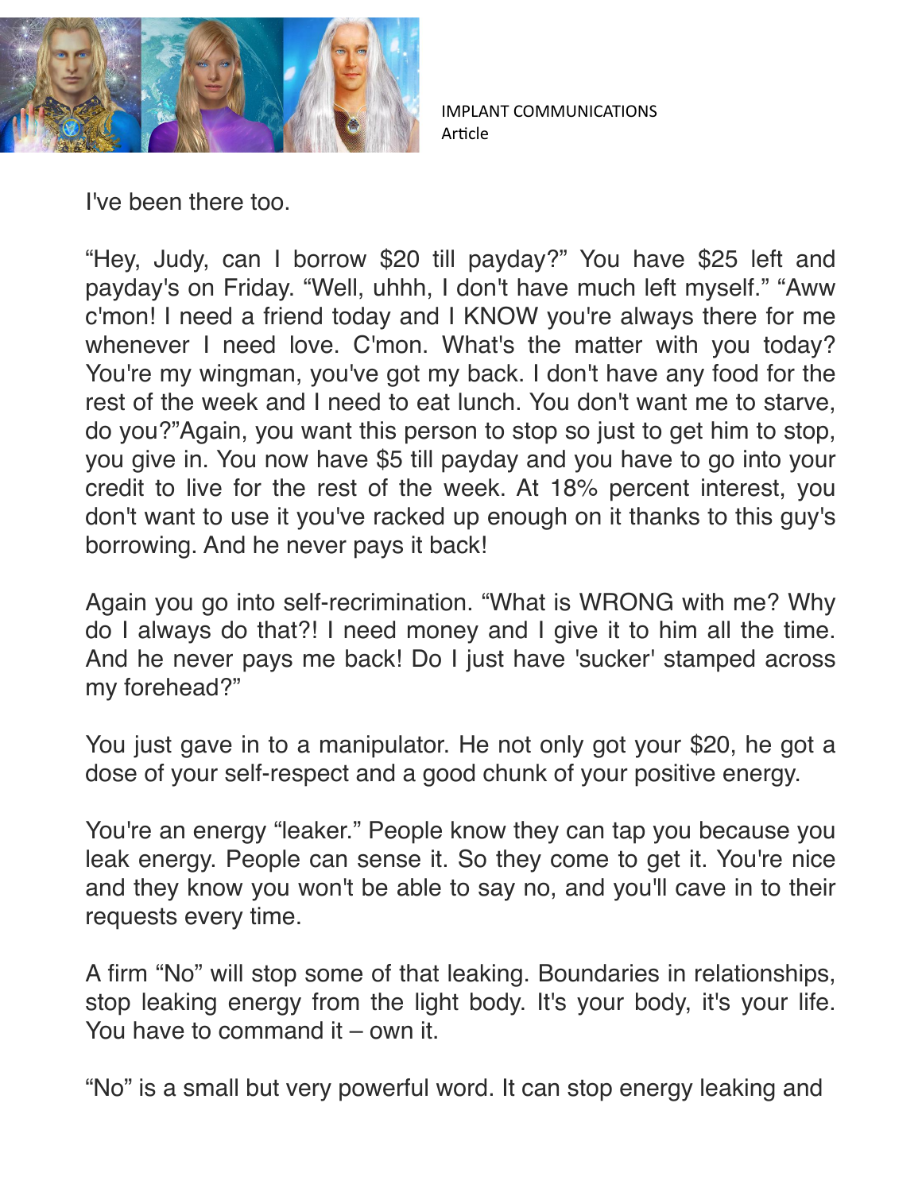I've been there too.

“Hey, Judy, can I borrow $20 till payday?” You have $25 left and payday's on Friday. “Well, uhhh, I don't have much left myself.” “Aww c'mon! I need a friend today and I KNOW you're always there for me whenever I need love. C'mon. What's the matter with you today? You're my wingman, you've got my back. I don't have any food for the rest of the week and I need to eat lunch. You don't want me to starve, do you?”Again, you want this person to stop so just to get him to stop, you give in. You now have $5 till payday and you have to go into your credit to live for the rest of the week. At 18% percent interest, you don't want to use it you've racked up enough on it thanks to this guy's borrowing. And he never pays it back!

Again you go into self-recrimination. “What is WRONG with me? Why do I always do that?! I need money and I give it to him all the time. And he never pays me back! Do I just have 'sucker' stamped across my forehead?”

You just gave in to a manipulator. He not only got your $20, he got a dose of your self-respect and a good chunk of your positive energy.

You're an energy “leaker.” People know they can tap you because you leak energy. People can sense it. So they come to get it. You're nice and they know you won't be able to say no, and you'll cave in to their requests every time.

A firm “No” will stop some of that leaking. Boundaries in relationships, stop leaking energy from the light body. It's your body, it's your life. You have to command it – own it.

“No” is a small but very powerful word. It can stop energy leaking and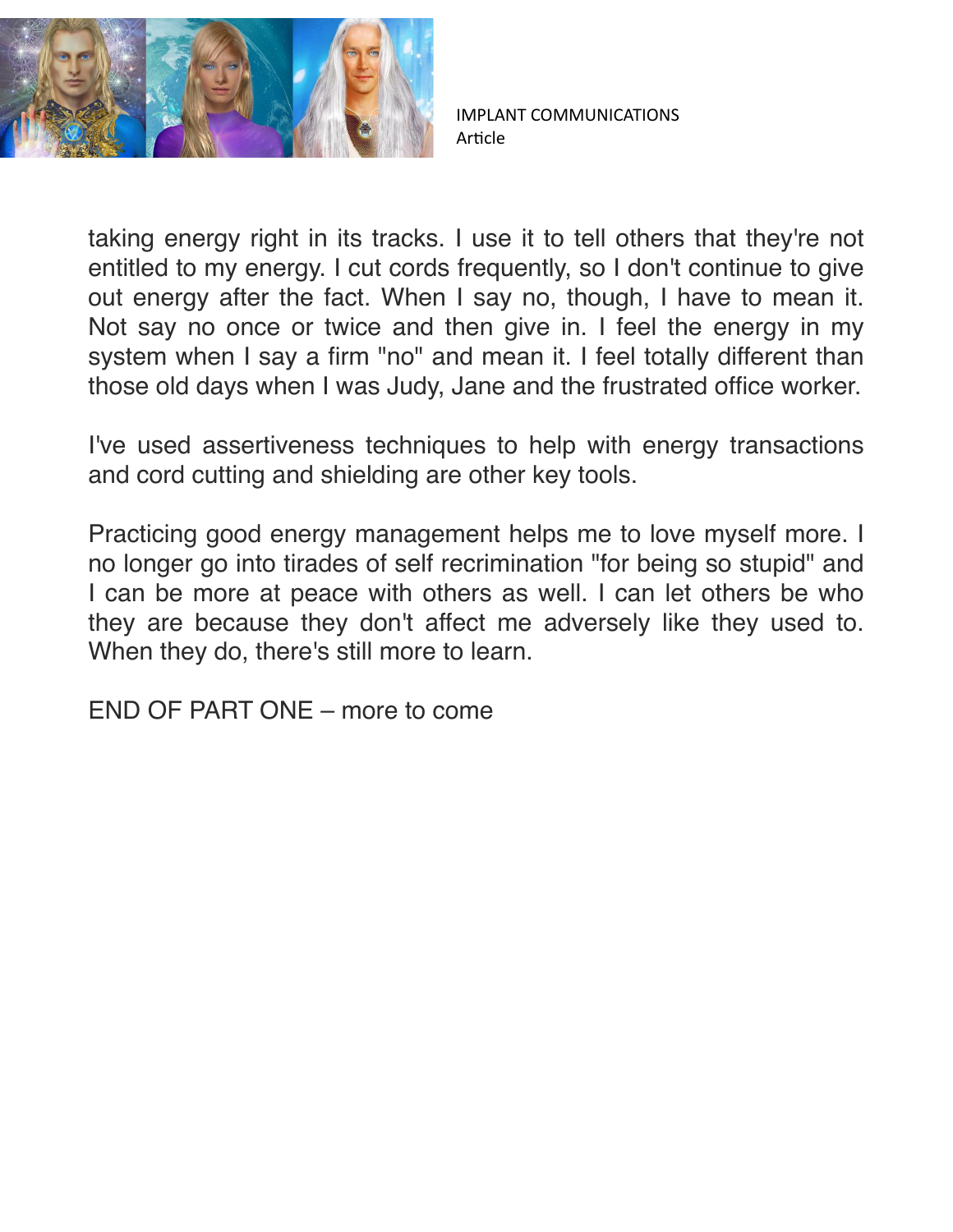taking energy right in its tracks. I use it to tell others that they're not entitled to my energy. I cut cords frequently, so I don't continue to give out energy after the fact. When I say no, though, I have to mean it. Not say no once or twice and then give in. I feel the energy in my system when I say a firm "no" and mean it. I feel totally different than those old days when I was Judy, Jane and the frustrated office worker.

I've used assertiveness techniques to help with energy transactions and cord cutting and shielding are other key tools.

Practicing good energy management helps me to love myself more. I no longer go into tirades of self recrimination "for being so stupid" and I can be more at peace with others as well. I can let others be who they are because they don't affect me adversely like they used to. When they do, there's still more to learn.

END OF PART ONE – more to come